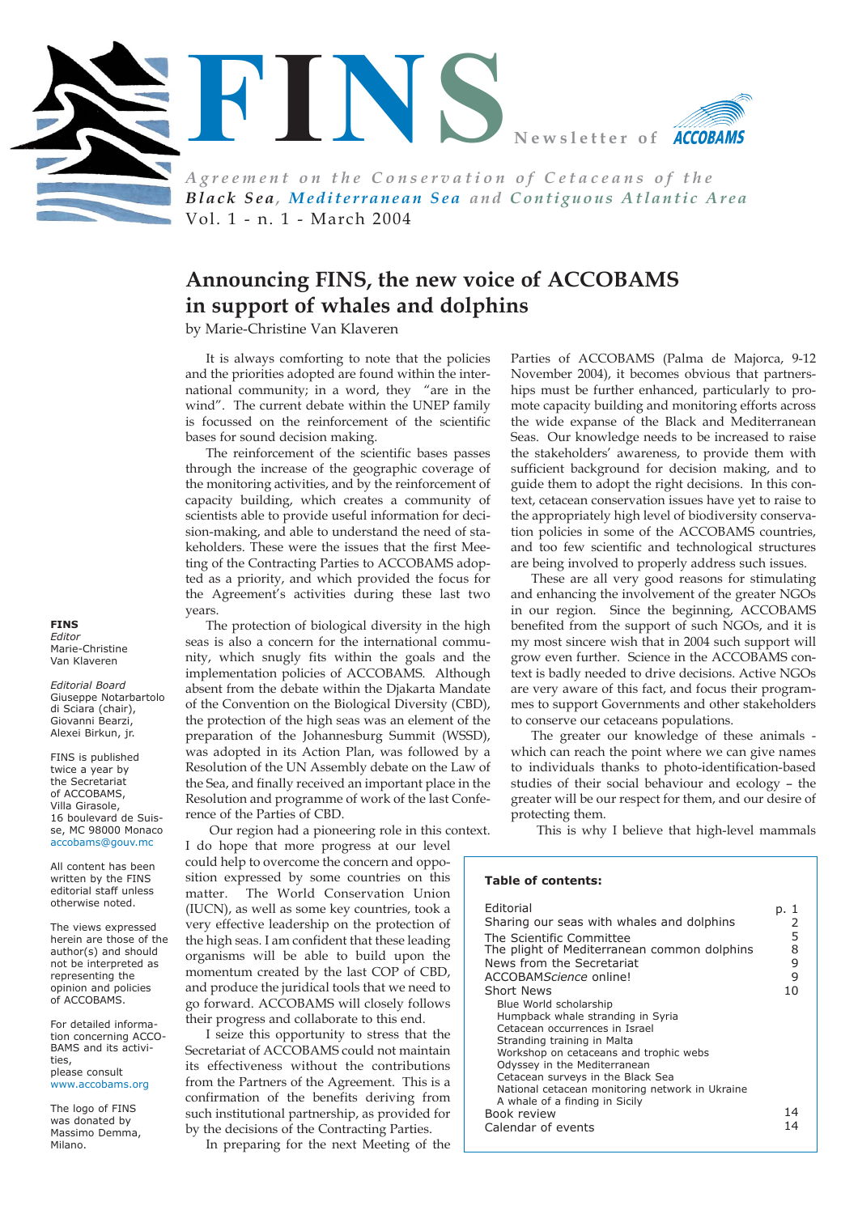# FINS

Newsletter of ACCOBAMS

*Agreement on the Conservation of Cetaceans of the **Black Sea**, **Mediterranean Sea** and **Contiguous Atlantic Area***

Vol. 1 - n. 1 - March 2004

## Announcing FINS, the new voice of ACCOBAMS in support of whales and dolphins

by Marie-Christine Van Klaveren

It is always comforting to note that the policies and the priorities adopted are found within the international community; in a word, they "are in the wind". The current debate within the UNEP family is focussed on the reinforcement of the scientific bases for sound decision making.

The reinforcement of the scientific bases passes through the increase of the geographic coverage of the monitoring activities, and by the reinforcement of capacity building, which creates a community of scientists able to provide useful information for decision-making, and able to understand the need of stakeholders. These were the issues that the first Meeting of the Contracting Parties to ACCOBAMS adopted as a priority, and which provided the focus for the Agreement's activities during these last two years.

The protection of biological diversity in the high seas is also a concern for the international community, which snugly fits within the goals and the implementation policies of ACCOBAMS. Although absent from the debate within the Djakarta Mandate of the Convention on the Biological Diversity (CBD), the protection of the high seas was an element of the preparation of the Johannesburg Summit (WSSD), was adopted in its Action Plan, was followed by a Resolution of the UN Assembly debate on the Law of the Sea, and finally received an important place in the Resolution and programme of work of the last Conference of the Parties of CBD.

Our region had a pioneering role in this context. I do hope that more progress at our level could help to overcome the concern and opposition expressed by some countries on this matter. The World Conservation Union (IUCN), as well as some key countries, took a very effective leadership on the protection of the high seas. I am confident that these leading organisms will be able to build upon the momentum created by the last COP of CBD, and produce the juridical tools that we need to go forward. ACCOBAMS will closely follows their progress and collaborate to this end.

I seize this opportunity to stress that the Secretariat of ACCOBAMS could not maintain its effectiveness without the contributions from the Partners of the Agreement. This is a confirmation of the benefits deriving from such institutional partnership, as provided for by the decisions of the Contracting Parties.

In preparing for the next Meeting of the Parties of ACCOBAMS (Palma de Majorca, 9-12 November 2004), it becomes obvious that partnerships must be further enhanced, particularly to promote capacity building and monitoring efforts across the wide expanse of the Black and Mediterranean Seas. Our knowledge needs to be increased to raise the stakeholders' awareness, to provide them with sufficient background for decision making, and to guide them to adopt the right decisions. In this context, cetacean conservation issues have yet to raise to the appropriately high level of biodiversity conservation policies in some of the ACCOBAMS countries, and too few scientific and technological structures are being involved to properly address such issues.

These are all very good reasons for stimulating and enhancing the involvement of the greater NGOs in our region. Since the beginning, ACCOBAMS benefited from the support of such NGOs, and it is my most sincere wish that in 2004 such support will grow even further. Science in the ACCOBAMS context is badly needed to drive decisions. Active NGOs are very aware of this fact, and focus their programmes to support Governments and other stakeholders to conserve our cetaceans populations.

The greater our knowledge of these animals - which can reach the point where we can give names to individuals thanks to photo-identification-based studies of their social behaviour and ecology – the greater will be our respect for them, and our desire of protecting them.

This is why I believe that high-level mammals

---

**FINS**
*Editor*
Marie-Christine Van Klaveren

*Editorial Board*
Giuseppe Notarbartolo di Sciara (chair), Giovanni Bearzi, Alexei Birkun, jr.

FINS is published twice a year by the Secretariat of ACCOBAMS, Villa Girasole, 16 boulevard de Suisse, MC 98000 Monaco
accobams@gouv.mc

All content has been written by the FINS editorial staff unless otherwise noted.

The views expressed herein are those of the author(s) and should not be interpreted as representing the opinion and policies of ACCOBAMS.

For detailed information concerning ACCOBAMS and its activities, please consult www.accobams.org

The logo of FINS was donated by Massimo Demma, Milano.

---

**Table of contents:**

| | |
|---|---|
| Editorial | p. 1 |
| Sharing our seas with whales and dolphins | 2 |
| The Scientific Committee | 5 |
| The plight of Mediterranean common dolphins | 8 |
| News from the Secretariat | 9 |
| ACCOBAM*Science* online! | 9 |
| Short News | 10 |
| Blue World scholarship | |
| Humpback whale stranding in Syria | |
| Cetacean occurrences in Israel | |
| Stranding training in Malta | |
| Workshop on cetaceans and trophic webs | |
| Odyssey in the Mediterranean | |
| Cetacean surveys in the Black Sea | |
| National cetacean monitoring network in Ukraine | |
| A whale of a finding in Sicily | |
| Book review | 14 |
| Calendar of events | 14 |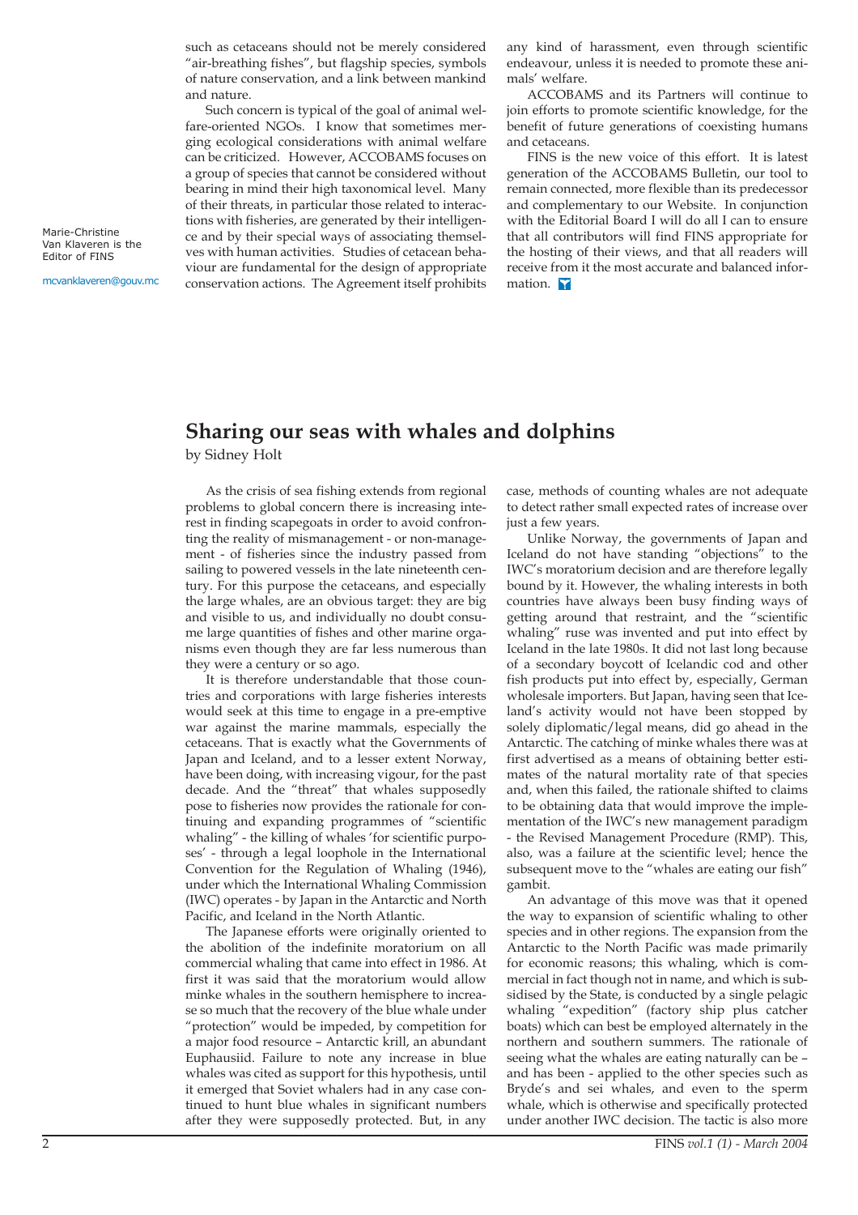such as cetaceans should not be merely considered "air-breathing fishes", but flagship species, symbols of nature conservation, and a link between mankind and nature.

Such concern is typical of the goal of animal welfare-oriented NGOs. I know that sometimes merging ecological considerations with animal welfare can be criticized. However, ACCOBAMS focuses on a group of species that cannot be considered without bearing in mind their high taxonomical level. Many of their threats, in particular those related to interactions with fisheries, are generated by their intelligence and by their special ways of associating themselves with human activities. Studies of cetacean behaviour are fundamental for the design of appropriate conservation actions. The Agreement itself prohibits any kind of harassment, even through scientific endeavour, unless it is needed to promote these animals' welfare.

ACCOBAMS and its Partners will continue to join efforts to promote scientific knowledge, for the benefit of future generations of coexisting humans and cetaceans.

FINS is the new voice of this effort. It is latest generation of the ACCOBAMS Bulletin, our tool to remain connected, more flexible than its predecessor and complementary to our Website. In conjunction with the Editorial Board I will do all I can to ensure that all contributors will find FINS appropriate for the hosting of their views, and that all readers will receive from it the most accurate and balanced information.

Marie-Christine Van Klaveren is the Editor of FINS

mcvanklaveren@gouv.mc

## Sharing our seas with whales and dolphins

by Sidney Holt

As the crisis of sea fishing extends from regional problems to global concern there is increasing interest in finding scapegoats in order to avoid confronting the reality of mismanagement - or non-management - of fisheries since the industry passed from sailing to powered vessels in the late nineteenth century. For this purpose the cetaceans, and especially the large whales, are an obvious target: they are big and visible to us, and individually no doubt consume large quantities of fishes and other marine organisms even though they are far less numerous than they were a century or so ago.

It is therefore understandable that those countries and corporations with large fisheries interests would seek at this time to engage in a pre-emptive war against the marine mammals, especially the cetaceans. That is exactly what the Governments of Japan and Iceland, and to a lesser extent Norway, have been doing, with increasing vigour, for the past decade. And the "threat" that whales supposedly pose to fisheries now provides the rationale for continuing and expanding programmes of "scientific whaling" - the killing of whales 'for scientific purposes' - through a legal loophole in the International Convention for the Regulation of Whaling (1946), under which the International Whaling Commission (IWC) operates - by Japan in the Antarctic and North Pacific, and Iceland in the North Atlantic.

The Japanese efforts were originally oriented to the abolition of the indefinite moratorium on all commercial whaling that came into effect in 1986. At first it was said that the moratorium would allow minke whales in the southern hemisphere to increase so much that the recovery of the blue whale under "protection" would be impeded, by competition for a major food resource – Antarctic krill, an abundant Euphausiid. Failure to note any increase in blue whales was cited as support for this hypothesis, until it emerged that Soviet whalers had in any case continued to hunt blue whales in significant numbers after they were supposedly protected. But, in any case, methods of counting whales are not adequate to detect rather small expected rates of increase over just a few years.

Unlike Norway, the governments of Japan and Iceland do not have standing "objections" to the IWC's moratorium decision and are therefore legally bound by it. However, the whaling interests in both countries have always been busy finding ways of getting around that restraint, and the "scientific whaling" ruse was invented and put into effect by Iceland in the late 1980s. It did not last long because of a secondary boycott of Icelandic cod and other fish products put into effect by, especially, German wholesale importers. But Japan, having seen that Iceland's activity would not have been stopped by solely diplomatic/legal means, did go ahead in the Antarctic. The catching of minke whales there was at first advertised as a means of obtaining better estimates of the natural mortality rate of that species and, when this failed, the rationale shifted to claims to be obtaining data that would improve the implementation of the IWC's new management paradigm - the Revised Management Procedure (RMP). This, also, was a failure at the scientific level; hence the subsequent move to the "whales are eating our fish" gambit.

An advantage of this move was that it opened the way to expansion of scientific whaling to other species and in other regions. The expansion from the Antarctic to the North Pacific was made primarily for economic reasons; this whaling, which is commercial in fact though not in name, and which is subsidised by the State, is conducted by a single pelagic whaling "expedition" (factory ship plus catcher boats) which can best be employed alternately in the northern and southern summers. The rationale of seeing what the whales are eating naturally can be – and has been - applied to the other species such as Bryde's and sei whales, and even to the sperm whale, which is otherwise and specifically protected under another IWC decision. The tactic is also more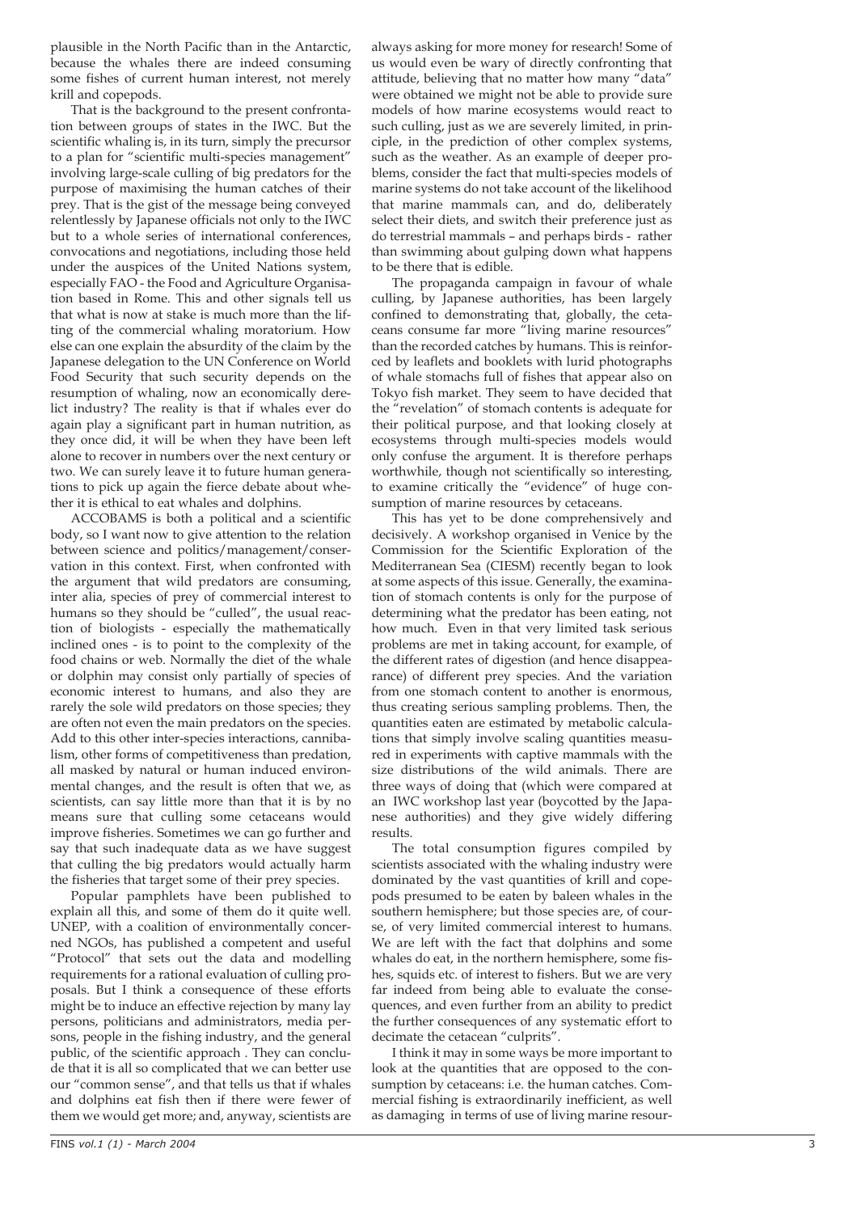plausible in the North Pacific than in the Antarctic, because the whales there are indeed consuming some fishes of current human interest, not merely krill and copepods.

That is the background to the present confrontation between groups of states in the IWC. But the scientific whaling is, in its turn, simply the precursor to a plan for "scientific multi-species management" involving large-scale culling of big predators for the purpose of maximising the human catches of their prey. That is the gist of the message being conveyed relentlessly by Japanese officials not only to the IWC but to a whole series of international conferences, convocations and negotiations, including those held under the auspices of the United Nations system, especially FAO - the Food and Agriculture Organisation based in Rome. This and other signals tell us that what is now at stake is much more than the lifting of the commercial whaling moratorium. How else can one explain the absurdity of the claim by the Japanese delegation to the UN Conference on World Food Security that such security depends on the resumption of whaling, now an economically derelict industry? The reality is that if whales ever do again play a significant part in human nutrition, as they once did, it will be when they have been left alone to recover in numbers over the next century or two. We can surely leave it to future human generations to pick up again the fierce debate about whether it is ethical to eat whales and dolphins.

ACCOBAMS is both a political and a scientific body, so I want now to give attention to the relation between science and politics/management/conservation in this context. First, when confronted with the argument that wild predators are consuming, inter alia, species of prey of commercial interest to humans so they should be "culled", the usual reaction of biologists - especially the mathematically inclined ones - is to point to the complexity of the food chains or web. Normally the diet of the whale or dolphin may consist only partially of species of economic interest to humans, and also they are rarely the sole wild predators on those species; they are often not even the main predators on the species. Add to this other inter-species interactions, cannibalism, other forms of competitiveness than predation, all masked by natural or human induced environmental changes, and the result is often that we, as scientists, can say little more than that it is by no means sure that culling some cetaceans would improve fisheries. Sometimes we can go further and say that such inadequate data as we have suggest that culling the big predators would actually harm the fisheries that target some of their prey species.

Popular pamphlets have been published to explain all this, and some of them do it quite well. UNEP, with a coalition of environmentally concerned NGOs, has published a competent and useful "Protocol" that sets out the data and modelling requirements for a rational evaluation of culling proposals. But I think a consequence of these efforts might be to induce an effective rejection by many lay persons, politicians and administrators, media persons, people in the fishing industry, and the general public, of the scientific approach . They can conclude that it is all so complicated that we can better use our "common sense", and that tells us that if whales and dolphins eat fish then if there were fewer of them we would get more; and, anyway, scientists are always asking for more money for research! Some of us would even be wary of directly confronting that attitude, believing that no matter how many "data" were obtained we might not be able to provide sure models of how marine ecosystems would react to such culling, just as we are severely limited, in principle, in the prediction of other complex systems, such as the weather. As an example of deeper problems, consider the fact that multi-species models of marine systems do not take account of the likelihood that marine mammals can, and do, deliberately select their diets, and switch their preference just as do terrestrial mammals – and perhaps birds - rather than swimming about gulping down what happens to be there that is edible.

The propaganda campaign in favour of whale culling, by Japanese authorities, has been largely confined to demonstrating that, globally, the cetaceans consume far more "living marine resources" than the recorded catches by humans. This is reinforced by leaflets and booklets with lurid photographs of whale stomachs full of fishes that appear also on Tokyo fish market. They seem to have decided that the "revelation" of stomach contents is adequate for their political purpose, and that looking closely at ecosystems through multi-species models would only confuse the argument. It is therefore perhaps worthwhile, though not scientifically so interesting, to examine critically the "evidence" of huge consumption of marine resources by cetaceans.

This has yet to be done comprehensively and decisively. A workshop organised in Venice by the Commission for the Scientific Exploration of the Mediterranean Sea (CIESM) recently began to look at some aspects of this issue. Generally, the examination of stomach contents is only for the purpose of determining what the predator has been eating, not how much. Even in that very limited task serious problems are met in taking account, for example, of the different rates of digestion (and hence disappearance) of different prey species. And the variation from one stomach content to another is enormous, thus creating serious sampling problems. Then, the quantities eaten are estimated by metabolic calculations that simply involve scaling quantities measured in experiments with captive mammals with the size distributions of the wild animals. There are three ways of doing that (which were compared at an IWC workshop last year (boycotted by the Japanese authorities) and they give widely differing results.

The total consumption figures compiled by scientists associated with the whaling industry were dominated by the vast quantities of krill and copepods presumed to be eaten by baleen whales in the southern hemisphere; but those species are, of course, of very limited commercial interest to humans. We are left with the fact that dolphins and some whales do eat, in the northern hemisphere, some fishes, squids etc. of interest to fishers. But we are very far indeed from being able to evaluate the consequences, and even further from an ability to predict the further consequences of any systematic effort to decimate the cetacean "culprits".

I think it may in some ways be more important to look at the quantities that are opposed to the consumption by cetaceans: i.e. the human catches. Commercial fishing is extraordinarily inefficient, as well as damaging in terms of use of living marine resour-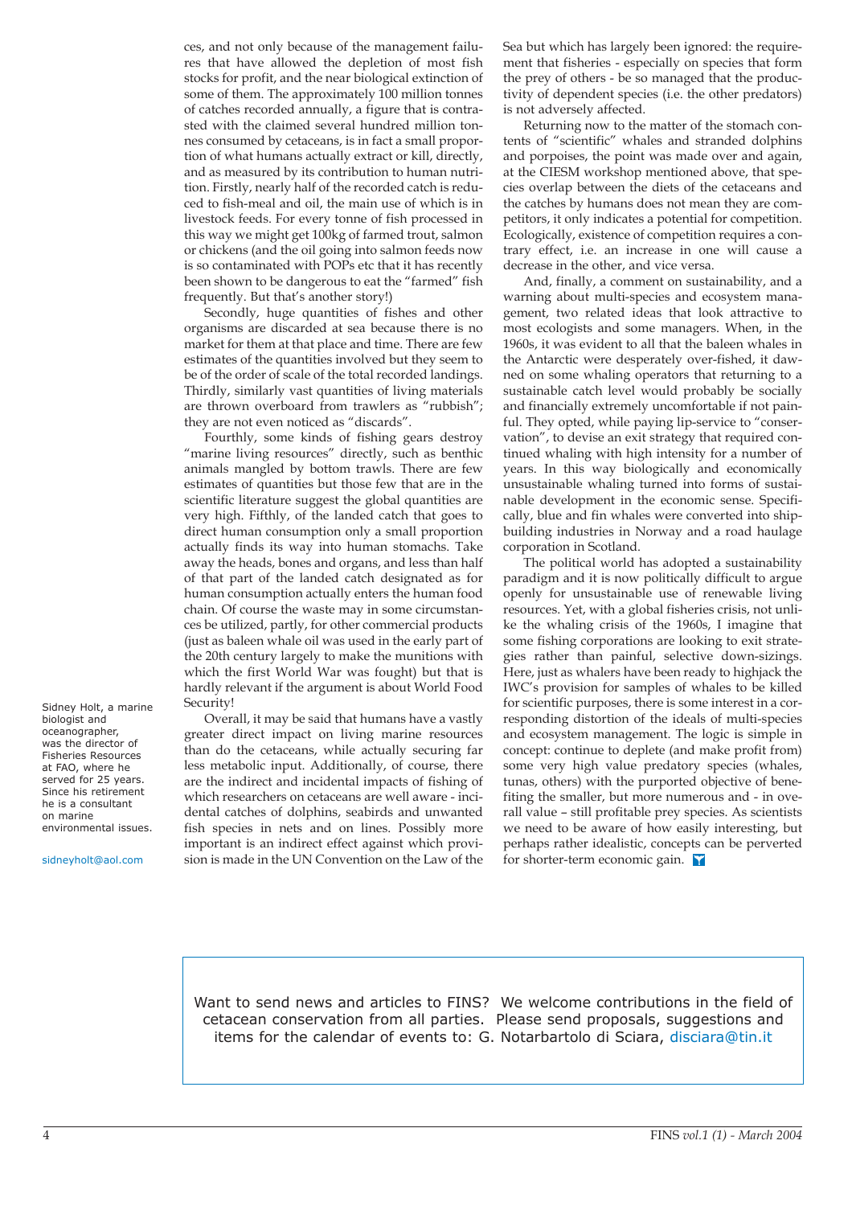ces, and not only because of the management failures that have allowed the depletion of most fish stocks for profit, and the near biological extinction of some of them. The approximately 100 million tonnes of catches recorded annually, a figure that is contrasted with the claimed several hundred million tonnes consumed by cetaceans, is in fact a small proportion of what humans actually extract or kill, directly, and as measured by its contribution to human nutrition. Firstly, nearly half of the recorded catch is reduced to fish-meal and oil, the main use of which is in livestock feeds. For every tonne of fish processed in this way we might get 100kg of farmed trout, salmon or chickens (and the oil going into salmon feeds now is so contaminated with POPs etc that it has recently been shown to be dangerous to eat the "farmed" fish frequently. But that's another story!)

Secondly, huge quantities of fishes and other organisms are discarded at sea because there is no market for them at that place and time. There are few estimates of the quantities involved but they seem to be of the order of scale of the total recorded landings. Thirdly, similarly vast quantities of living materials are thrown overboard from trawlers as "rubbish"; they are not even noticed as "discards".

Fourthly, some kinds of fishing gears destroy "marine living resources" directly, such as benthic animals mangled by bottom trawls. There are few estimates of quantities but those few that are in the scientific literature suggest the global quantities are very high. Fifthly, of the landed catch that goes to direct human consumption only a small proportion actually finds its way into human stomachs. Take away the heads, bones and organs, and less than half of that part of the landed catch designated as for human consumption actually enters the human food chain. Of course the waste may in some circumstances be utilized, partly, for other commercial products (just as baleen whale oil was used in the early part of the 20th century largely to make the munitions with which the first World War was fought) but that is hardly relevant if the argument is about World Food Security!

Overall, it may be said that humans have a vastly greater direct impact on living marine resources than do the cetaceans, while actually securing far less metabolic input. Additionally, of course, there are the indirect and incidental impacts of fishing of which researchers on cetaceans are well aware - incidental catches of dolphins, seabirds and unwanted fish species in nets and on lines. Possibly more important is an indirect effect against which provision is made in the UN Convention on the Law of the Sea but which has largely been ignored: the requirement that fisheries - especially on species that form the prey of others - be so managed that the productivity of dependent species (i.e. the other predators) is not adversely affected.

Returning now to the matter of the stomach contents of "scientific" whales and stranded dolphins and porpoises, the point was made over and again, at the CIESM workshop mentioned above, that species overlap between the diets of the cetaceans and the catches by humans does not mean they are competitors, it only indicates a potential for competition. Ecologically, existence of competition requires a contrary effect, i.e. an increase in one will cause a decrease in the other, and vice versa.

And, finally, a comment on sustainability, and a warning about multi-species and ecosystem management, two related ideas that look attractive to most ecologists and some managers. When, in the 1960s, it was evident to all that the baleen whales in the Antarctic were desperately over-fished, it dawned on some whaling operators that returning to a sustainable catch level would probably be socially and financially extremely uncomfortable if not painful. They opted, while paying lip-service to "conservation", to devise an exit strategy that required continued whaling with high intensity for a number of years. In this way biologically and economically unsustainable whaling turned into forms of sustainable development in the economic sense. Specifically, blue and fin whales were converted into shipbuilding industries in Norway and a road haulage corporation in Scotland.

The political world has adopted a sustainability paradigm and it is now politically difficult to argue openly for unsustainable use of renewable living resources. Yet, with a global fisheries crisis, not unlike the whaling crisis of the 1960s, I imagine that some fishing corporations are looking to exit strategies rather than painful, selective down-sizings. Here, just as whalers have been ready to highjack the IWC's provision for samples of whales to be killed for scientific purposes, there is some interest in a corresponding distortion of the ideals of multi-species and ecosystem management. The logic is simple in concept: continue to deplete (and make profit from) some very high value predatory species (whales, tunas, others) with the purported objective of benefiting the smaller, but more numerous and - in overall value – still profitable prey species. As scientists we need to be aware of how easily interesting, but perhaps rather idealistic, concepts can be perverted for shorter-term economic gain.

Sidney Holt, a marine biologist and oceanographer, was the director of Fisheries Resources at FAO, where he served for 25 years. Since his retirement he is a consultant on marine environmental issues.

sidneyholt@aol.com

Want to send news and articles to FINS? We welcome contributions in the field of cetacean conservation from all parties. Please send proposals, suggestions and items for the calendar of events to: G. Notarbartolo di Sciara, disciara@tin.it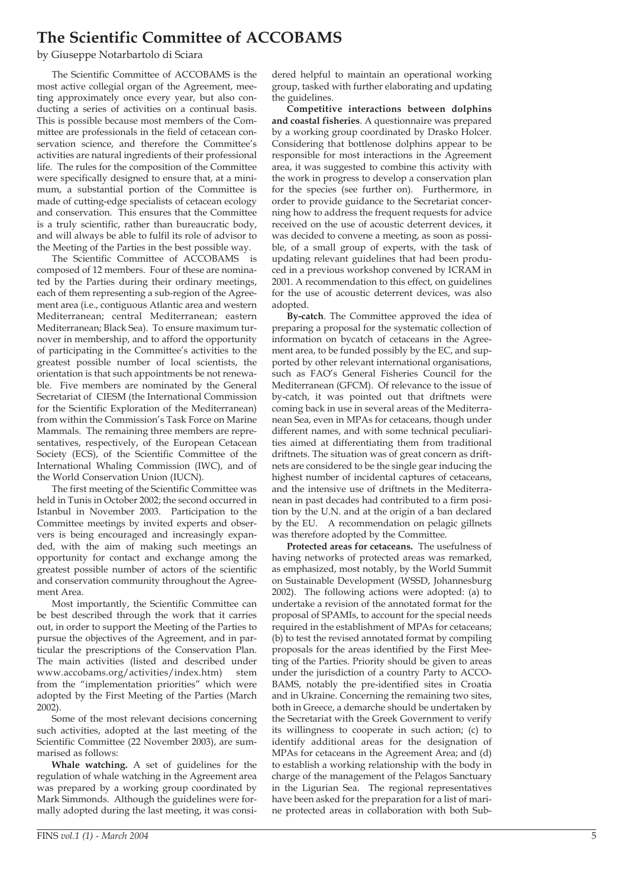# The Scientific Committee of ACCOBAMS

by Giuseppe Notarbartolo di Sciara

The Scientific Committee of ACCOBAMS is the most active collegial organ of the Agreement, meeting approximately once every year, but also conducting a series of activities on a continual basis. This is possible because most members of the Committee are professionals in the field of cetacean conservation science, and therefore the Committee's activities are natural ingredients of their professional life. The rules for the composition of the Committee were specifically designed to ensure that, at a minimum, a substantial portion of the Committee is made of cutting-edge specialists of cetacean ecology and conservation. This ensures that the Committee is a truly scientific, rather than bureaucratic body, and will always be able to fulfil its role of advisor to the Meeting of the Parties in the best possible way.

The Scientific Committee of ACCOBAMS is composed of 12 members. Four of these are nominated by the Parties during their ordinary meetings, each of them representing a sub-region of the Agreement area (i.e., contiguous Atlantic area and western Mediterranean; central Mediterranean; eastern Mediterranean; Black Sea). To ensure maximum turnover in membership, and to afford the opportunity of participating in the Committee's activities to the greatest possible number of local scientists, the orientation is that such appointments be not renewable. Five members are nominated by the General Secretariat of CIESM (the International Commission for the Scientific Exploration of the Mediterranean) from within the Commission's Task Force on Marine Mammals. The remaining three members are representatives, respectively, of the European Cetacean Society (ECS), of the Scientific Committee of the International Whaling Commission (IWC), and of the World Conservation Union (IUCN).

The first meeting of the Scientific Committee was held in Tunis in October 2002; the second occurred in Istanbul in November 2003. Participation to the Committee meetings by invited experts and observers is being encouraged and increasingly expanded, with the aim of making such meetings an opportunity for contact and exchange among the greatest possible number of actors of the scientific and conservation community throughout the Agreement Area.

Most importantly, the Scientific Committee can be best described through the work that it carries out, in order to support the Meeting of the Parties to pursue the objectives of the Agreement, and in particular the prescriptions of the Conservation Plan. The main activities (listed and described under www.accobams.org/activities/index.htm) stem from the "implementation priorities" which were adopted by the First Meeting of the Parties (March 2002).

Some of the most relevant decisions concerning such activities, adopted at the last meeting of the Scientific Committee (22 November 2003), are summarised as follows:

**Whale watching.** A set of guidelines for the regulation of whale watching in the Agreement area was prepared by a working group coordinated by Mark Simmonds. Although the guidelines were formally adopted during the last meeting, it was considered helpful to maintain an operational working group, tasked with further elaborating and updating the guidelines.

**Competitive interactions between dolphins and coastal fisheries**. A questionnaire was prepared by a working group coordinated by Drasko Holcer. Considering that bottlenose dolphins appear to be responsible for most interactions in the Agreement area, it was suggested to combine this activity with the work in progress to develop a conservation plan for the species (see further on). Furthermore, in order to provide guidance to the Secretariat concerning how to address the frequent requests for advice received on the use of acoustic deterrent devices, it was decided to convene a meeting, as soon as possible, of a small group of experts, with the task of updating relevant guidelines that had been produced in a previous workshop convened by ICRAM in 2001. A recommendation to this effect, on guidelines for the use of acoustic deterrent devices, was also adopted.

**By-catch**. The Committee approved the idea of preparing a proposal for the systematic collection of information on bycatch of cetaceans in the Agreement area, to be funded possibly by the EC, and supported by other relevant international organisations, such as FAO's General Fisheries Council for the Mediterranean (GFCM). Of relevance to the issue of by-catch, it was pointed out that driftnets were coming back in use in several areas of the Mediterranean Sea, even in MPAs for cetaceans, though under different names, and with some technical peculiarities aimed at differentiating them from traditional driftnets. The situation was of great concern as driftnets are considered to be the single gear inducing the highest number of incidental captures of cetaceans, and the intensive use of driftnets in the Mediterranean in past decades had contributed to a firm position by the U.N. and at the origin of a ban declared by the EU. A recommendation on pelagic gillnets was therefore adopted by the Committee.

**Protected areas for cetaceans.** The usefulness of having networks of protected areas was remarked, as emphasized, most notably, by the World Summit on Sustainable Development (WSSD, Johannesburg 2002). The following actions were adopted: (a) to undertake a revision of the annotated format for the proposal of SPAMIs, to account for the special needs required in the establishment of MPAs for cetaceans; (b) to test the revised annotated format by compiling proposals for the areas identified by the First Meeting of the Parties. Priority should be given to areas under the jurisdiction of a country Party to ACCOBAMS, notably the pre-identified sites in Croatia and in Ukraine. Concerning the remaining two sites, both in Greece, a demarche should be undertaken by the Secretariat with the Greek Government to verify its willingness to cooperate in such action; (c) to identify additional areas for the designation of MPAs for cetaceans in the Agreement Area; and (d) to establish a working relationship with the body in charge of the management of the Pelagos Sanctuary in the Ligurian Sea. The regional representatives have been asked for the preparation for a list of marine protected areas in collaboration with both Sub-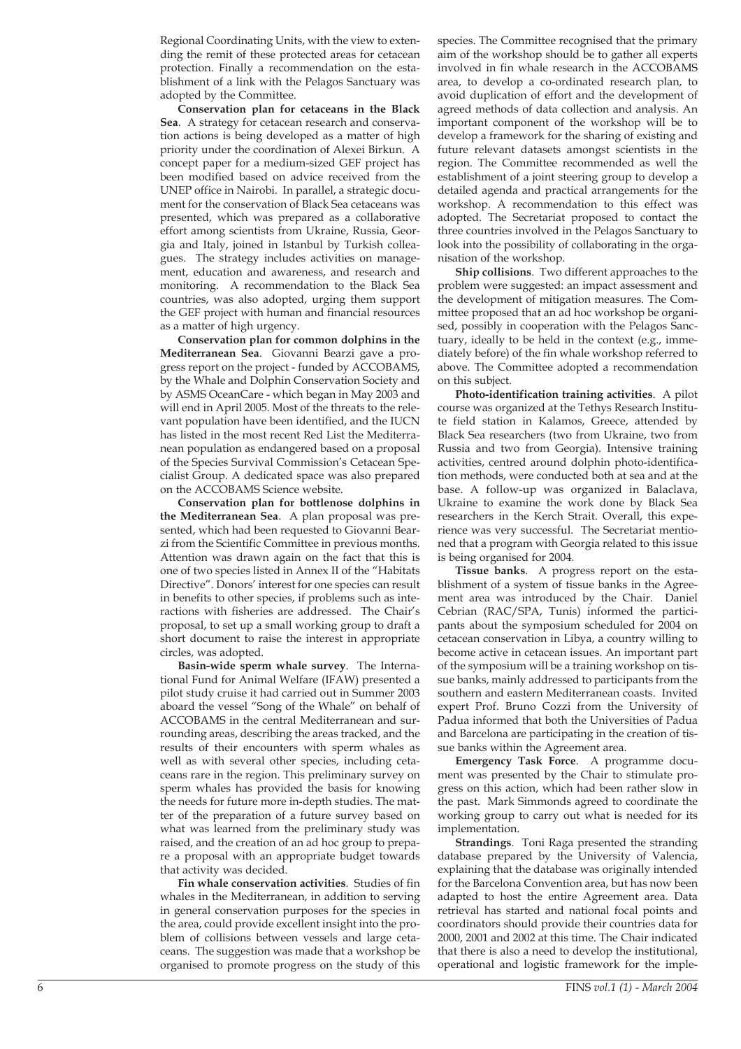Regional Coordinating Units, with the view to extending the remit of these protected areas for cetacean protection. Finally a recommendation on the establishment of a link with the Pelagos Sanctuary was adopted by the Committee.

**Conservation plan for cetaceans in the Black Sea**. A strategy for cetacean research and conservation actions is being developed as a matter of high priority under the coordination of Alexei Birkun. A concept paper for a medium-sized GEF project has been modified based on advice received from the UNEP office in Nairobi. In parallel, a strategic document for the conservation of Black Sea cetaceans was presented, which was prepared as a collaborative effort among scientists from Ukraine, Russia, Georgia and Italy, joined in Istanbul by Turkish colleagues. The strategy includes activities on management, education and awareness, and research and monitoring. A recommendation to the Black Sea countries, was also adopted, urging them support the GEF project with human and financial resources as a matter of high urgency.

**Conservation plan for common dolphins in the Mediterranean Sea**. Giovanni Bearzi gave a progress report on the project - funded by ACCOBAMS, by the Whale and Dolphin Conservation Society and by ASMS OceanCare - which began in May 2003 and will end in April 2005. Most of the threats to the relevant population have been identified, and the IUCN has listed in the most recent Red List the Mediterranean population as endangered based on a proposal of the Species Survival Commission's Cetacean Specialist Group. A dedicated space was also prepared on the ACCOBAMS Science website.

**Conservation plan for bottlenose dolphins in the Mediterranean Sea**. A plan proposal was presented, which had been requested to Giovanni Bearzi from the Scientific Committee in previous months. Attention was drawn again on the fact that this is one of two species listed in Annex II of the "Habitats Directive". Donors' interest for one species can result in benefits to other species, if problems such as interactions with fisheries are addressed. The Chair's proposal, to set up a small working group to draft a short document to raise the interest in appropriate circles, was adopted.

**Basin-wide sperm whale survey**. The International Fund for Animal Welfare (IFAW) presented a pilot study cruise it had carried out in Summer 2003 aboard the vessel "Song of the Whale" on behalf of ACCOBAMS in the central Mediterranean and surrounding areas, describing the areas tracked, and the results of their encounters with sperm whales as well as with several other species, including cetaceans rare in the region. This preliminary survey on sperm whales has provided the basis for knowing the needs for future more in-depth studies. The matter of the preparation of a future survey based on what was learned from the preliminary study was raised, and the creation of an ad hoc group to prepare a proposal with an appropriate budget towards that activity was decided.

**Fin whale conservation activities**. Studies of fin whales in the Mediterranean, in addition to serving in general conservation purposes for the species in the area, could provide excellent insight into the problem of collisions between vessels and large cetaceans. The suggestion was made that a workshop be organised to promote progress on the study of this species. The Committee recognised that the primary aim of the workshop should be to gather all experts involved in fin whale research in the ACCOBAMS area, to develop a co-ordinated research plan, to avoid duplication of effort and the development of agreed methods of data collection and analysis. An important component of the workshop will be to develop a framework for the sharing of existing and future relevant datasets amongst scientists in the region. The Committee recommended as well the establishment of a joint steering group to develop a detailed agenda and practical arrangements for the workshop. A recommendation to this effect was adopted. The Secretariat proposed to contact the three countries involved in the Pelagos Sanctuary to look into the possibility of collaborating in the organisation of the workshop.

**Ship collisions**. Two different approaches to the problem were suggested: an impact assessment and the development of mitigation measures. The Committee proposed that an ad hoc workshop be organised, possibly in cooperation with the Pelagos Sanctuary, ideally to be held in the context (e.g., immediately before) of the fin whale workshop referred to above. The Committee adopted a recommendation on this subject.

**Photo-identification training activities**. A pilot course was organized at the Tethys Research Institute field station in Kalamos, Greece, attended by Black Sea researchers (two from Ukraine, two from Russia and two from Georgia). Intensive training activities, centred around dolphin photo-identification methods, were conducted both at sea and at the base. A follow-up was organized in Balaclava, Ukraine to examine the work done by Black Sea researchers in the Kerch Strait. Overall, this experience was very successful. The Secretariat mentioned that a program with Georgia related to this issue is being organised for 2004.

**Tissue banks**. A progress report on the establishment of a system of tissue banks in the Agreement area was introduced by the Chair. Daniel Cebrian (RAC/SPA, Tunis) informed the participants about the symposium scheduled for 2004 on cetacean conservation in Libya, a country willing to become active in cetacean issues. An important part of the symposium will be a training workshop on tissue banks, mainly addressed to participants from the southern and eastern Mediterranean coasts. Invited expert Prof. Bruno Cozzi from the University of Padua informed that both the Universities of Padua and Barcelona are participating in the creation of tissue banks within the Agreement area.

**Emergency Task Force**. A programme document was presented by the Chair to stimulate progress on this action, which had been rather slow in the past. Mark Simmonds agreed to coordinate the working group to carry out what is needed for its implementation.

**Strandings**. Toni Raga presented the stranding database prepared by the University of Valencia, explaining that the database was originally intended for the Barcelona Convention area, but has now been adapted to host the entire Agreement area. Data retrieval has started and national focal points and coordinators should provide their countries data for 2000, 2001 and 2002 at this time. The Chair indicated that there is also a need to develop the institutional, operational and logistic framework for the imple-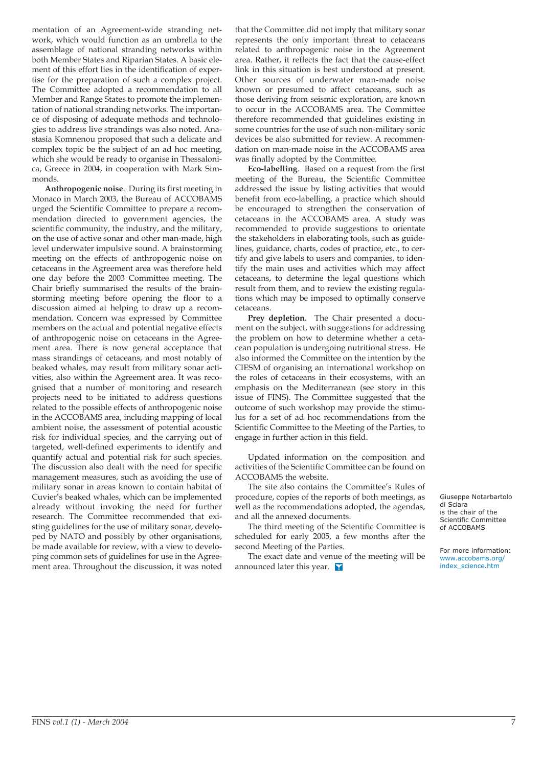mentation of an Agreement-wide stranding network, which would function as an umbrella to the assemblage of national stranding networks within both Member States and Riparian States. A basic element of this effort lies in the identification of expertise for the preparation of such a complex project. The Committee adopted a recommendation to all Member and Range States to promote the implementation of national stranding networks. The importance of disposing of adequate methods and technologies to address live strandings was also noted. Anastasia Komnenou proposed that such a delicate and complex topic be the subject of an ad hoc meeting, which she would be ready to organise in Thessalonica, Greece in 2004, in cooperation with Mark Simmonds.

**Anthropogenic noise**. During its first meeting in Monaco in March 2003, the Bureau of ACCOBAMS urged the Scientific Committee to prepare a recommendation directed to government agencies, the scientific community, the industry, and the military, on the use of active sonar and other man-made, high level underwater impulsive sound. A brainstorming meeting on the effects of anthropogenic noise on cetaceans in the Agreement area was therefore held one day before the 2003 Committee meeting. The Chair briefly summarised the results of the brainstorming meeting before opening the floor to a discussion aimed at helping to draw up a recommendation. Concern was expressed by Committee members on the actual and potential negative effects of anthropogenic noise on cetaceans in the Agreement area. There is now general acceptance that mass strandings of cetaceans, and most notably of beaked whales, may result from military sonar activities, also within the Agreement area. It was recognised that a number of monitoring and research projects need to be initiated to address questions related to the possible effects of anthropogenic noise in the ACCOBAMS area, including mapping of local ambient noise, the assessment of potential acoustic risk for individual species, and the carrying out of targeted, well-defined experiments to identify and quantify actual and potential risk for such species. The discussion also dealt with the need for specific management measures, such as avoiding the use of military sonar in areas known to contain habitat of Cuvier's beaked whales, which can be implemented already without invoking the need for further research. The Committee recommended that existing guidelines for the use of military sonar, developed by NATO and possibly by other organisations, be made available for review, with a view to developing common sets of guidelines for use in the Agreement area. Throughout the discussion, it was noted that the Committee did not imply that military sonar represents the only important threat to cetaceans related to anthropogenic noise in the Agreement area. Rather, it reflects the fact that the cause-effect link in this situation is best understood at present. Other sources of underwater man-made noise known or presumed to affect cetaceans, such as those deriving from seismic exploration, are known to occur in the ACCOBAMS area. The Committee therefore recommended that guidelines existing in some countries for the use of such non-military sonic devices be also submitted for review. A recommendation on man-made noise in the ACCOBAMS area was finally adopted by the Committee.

**Eco-labelling**. Based on a request from the first meeting of the Bureau, the Scientific Committee addressed the issue by listing activities that would benefit from eco-labelling, a practice which should be encouraged to strengthen the conservation of cetaceans in the ACCOBAMS area. A study was recommended to provide suggestions to orientate the stakeholders in elaborating tools, such as guidelines, guidance, charts, codes of practice, etc., to certify and give labels to users and companies, to identify the main uses and activities which may affect cetaceans, to determine the legal questions which result from them, and to review the existing regulations which may be imposed to optimally conserve cetaceans.

**Prey depletion**. The Chair presented a document on the subject, with suggestions for addressing the problem on how to determine whether a cetacean population is undergoing nutritional stress. He also informed the Committee on the intention by the CIESM of organising an international workshop on the roles of cetaceans in their ecosystems, with an emphasis on the Mediterranean (see story in this issue of FINS). The Committee suggested that the outcome of such workshop may provide the stimulus for a set of ad hoc recommendations from the Scientific Committee to the Meeting of the Parties, to engage in further action in this field.

Updated information on the composition and activities of the Scientific Committee can be found on ACCOBAMS the website.

The site also contains the Committee's Rules of procedure, copies of the reports of both meetings, as well as the recommendations adopted, the agendas, and all the annexed documents.

The third meeting of the Scientific Committee is scheduled for early 2005, a few months after the second Meeting of the Parties.

The exact date and venue of the meeting will be announced later this year.

Giuseppe Notarbartolo di Sciara is the chair of the Scientific Committee of ACCOBAMS

For more information: www.accobams.org/index_science.htm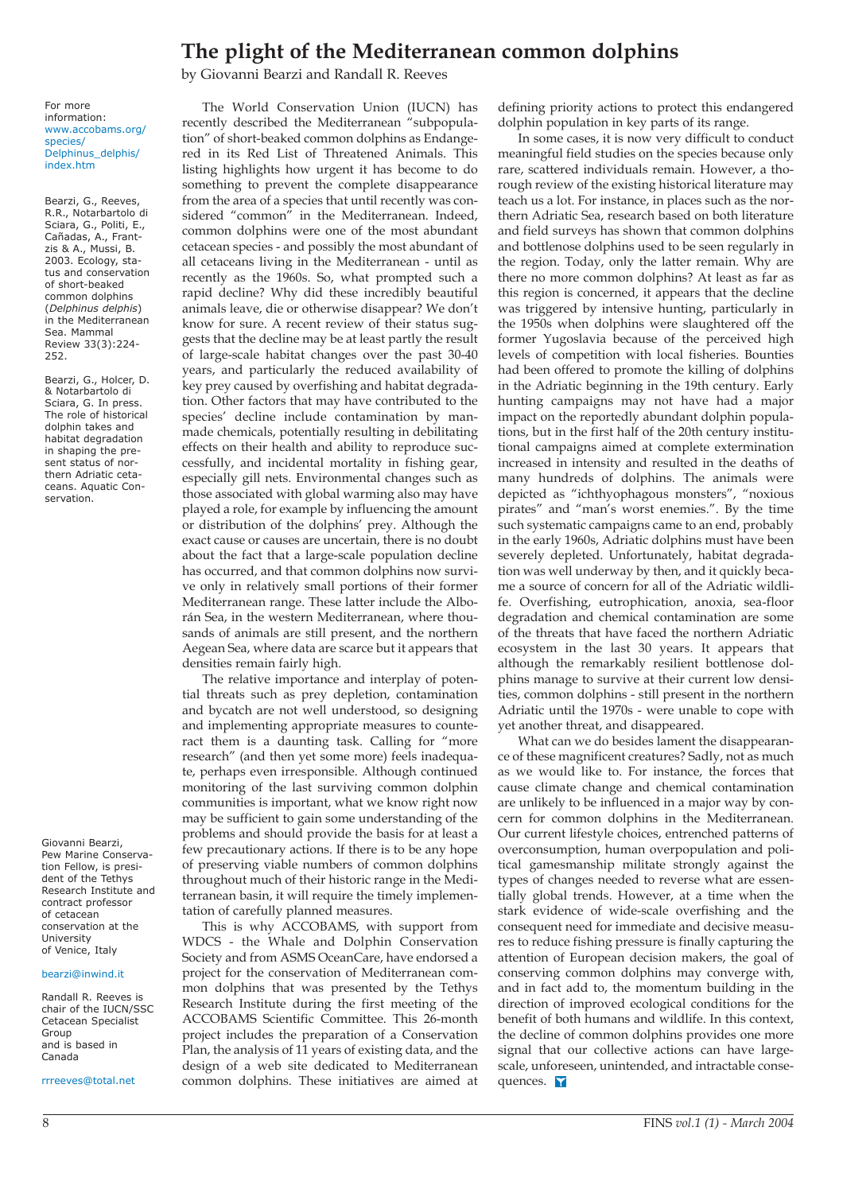# The plight of the Mediterranean common dolphins

by Giovanni Bearzi and Randall R. Reeves

The World Conservation Union (IUCN) has recently described the Mediterranean "subpopulation" of short-beaked common dolphins as Endangered in its Red List of Threatened Animals. This listing highlights how urgent it has become to do something to prevent the complete disappearance from the area of a species that until recently was considered "common" in the Mediterranean. Indeed, common dolphins were one of the most abundant cetacean species - and possibly the most abundant of all cetaceans living in the Mediterranean - until as recently as the 1960s. So, what prompted such a rapid decline? Why did these incredibly beautiful animals leave, die or otherwise disappear? We don't know for sure. A recent review of their status suggests that the decline may be at least partly the result of large-scale habitat changes over the past 30-40 years, and particularly the reduced availability of key prey caused by overfishing and habitat degradation. Other factors that may have contributed to the species' decline include contamination by manmade chemicals, potentially resulting in debilitating effects on their health and ability to reproduce successfully, and incidental mortality in fishing gear, especially gill nets. Environmental changes such as those associated with global warming also may have played a role, for example by influencing the amount or distribution of the dolphins' prey. Although the exact cause or causes are uncertain, there is no doubt about the fact that a large-scale population decline has occurred, and that common dolphins now survive only in relatively small portions of their former Mediterranean range. These latter include the Alborán Sea, in the western Mediterranean, where thousands of animals are still present, and the northern Aegean Sea, where data are scarce but it appears that densities remain fairly high.

The relative importance and interplay of potential threats such as prey depletion, contamination and bycatch are not well understood, so designing and implementing appropriate measures to counteract them is a daunting task. Calling for "more research" (and then yet some more) feels inadequate, perhaps even irresponsible. Although continued monitoring of the last surviving common dolphin communities is important, what we know right now may be sufficient to gain some understanding of the problems and should provide the basis for at least a few precautionary actions. If there is to be any hope of preserving viable numbers of common dolphins throughout much of their historic range in the Mediterranean basin, it will require the timely implementation of carefully planned measures.

This is why ACCOBAMS, with support from WDCS - the Whale and Dolphin Conservation Society and from ASMS OceanCare, have endorsed a project for the conservation of Mediterranean common dolphins that was presented by the Tethys Research Institute during the first meeting of the ACCOBAMS Scientific Committee. This 26-month project includes the preparation of a Conservation Plan, the analysis of 11 years of existing data, and the design of a web site dedicated to Mediterranean common dolphins. These initiatives are aimed at defining priority actions to protect this endangered dolphin population in key parts of its range.

In some cases, it is now very difficult to conduct meaningful field studies on the species because only rare, scattered individuals remain. However, a thorough review of the existing historical literature may teach us a lot. For instance, in places such as the northern Adriatic Sea, research based on both literature and field surveys has shown that common dolphins and bottlenose dolphins used to be seen regularly in the region. Today, only the latter remain. Why are there no more common dolphins? At least as far as this region is concerned, it appears that the decline was triggered by intensive hunting, particularly in the 1950s when dolphins were slaughtered off the former Yugoslavia because of the perceived high levels of competition with local fisheries. Bounties had been offered to promote the killing of dolphins in the Adriatic beginning in the 19th century. Early hunting campaigns may not have had a major impact on the reportedly abundant dolphin populations, but in the first half of the 20th century institutional campaigns aimed at complete extermination increased in intensity and resulted in the deaths of many hundreds of dolphins. The animals were depicted as "ichthyophagous monsters", "noxious pirates" and "man's worst enemies.". By the time such systematic campaigns came to an end, probably in the early 1960s, Adriatic dolphins must have been severely depleted. Unfortunately, habitat degradation was well underway by then, and it quickly became a source of concern for all of the Adriatic wildlife. Overfishing, eutrophication, anoxia, sea-floor degradation and chemical contamination are some of the threats that have faced the northern Adriatic ecosystem in the last 30 years. It appears that although the remarkably resilient bottlenose dolphins manage to survive at their current low densities, common dolphins - still present in the northern Adriatic until the 1970s - were unable to cope with yet another threat, and disappeared.

What can we do besides lament the disappearance of these magnificent creatures? Sadly, not as much as we would like to. For instance, the forces that cause climate change and chemical contamination are unlikely to be influenced in a major way by concern for common dolphins in the Mediterranean. Our current lifestyle choices, entrenched patterns of overconsumption, human overpopulation and political gamesmanship militate strongly against the types of changes needed to reverse what are essentially global trends. However, at a time when the stark evidence of wide-scale overfishing and the consequent need for immediate and decisive measures to reduce fishing pressure is finally capturing the attention of European decision makers, the goal of conserving common dolphins may converge with, and in fact add to, the momentum building in the direction of improved ecological conditions for the benefit of both humans and wildlife. In this context, the decline of common dolphins provides one more signal that our collective actions can have large-scale, unforeseen, unintended, and intractable consequences.

---

For more information: www.accobams.org/species/Delphinus_delphis/index.htm

Bearzi, G., Reeves, R.R., Notarbartolo di Sciara, G., Politi, E., Cañadas, A., Frantzis & A., Mussi, B. 2003. Ecology, status and conservation of short-beaked common dolphins (*Delphinus delphis*) in the Mediterranean Sea. Mammal Review 33(3):224-252.

Bearzi, G., Holcer, D. & Notarbartolo di Sciara, G. In press. The role of historical dolphin takes and habitat degradation in shaping the present status of northern Adriatic cetaceans. Aquatic Conservation.

Giovanni Bearzi, Pew Marine Conservation Fellow, is president of the Tethys Research Institute and contract professor of cetacean conservation at the University of Venice, Italy

bearzi@inwind.it

Randall R. Reeves is chair of the IUCN/SSC Cetacean Specialist Group and is based in Canada

rrreeves@total.net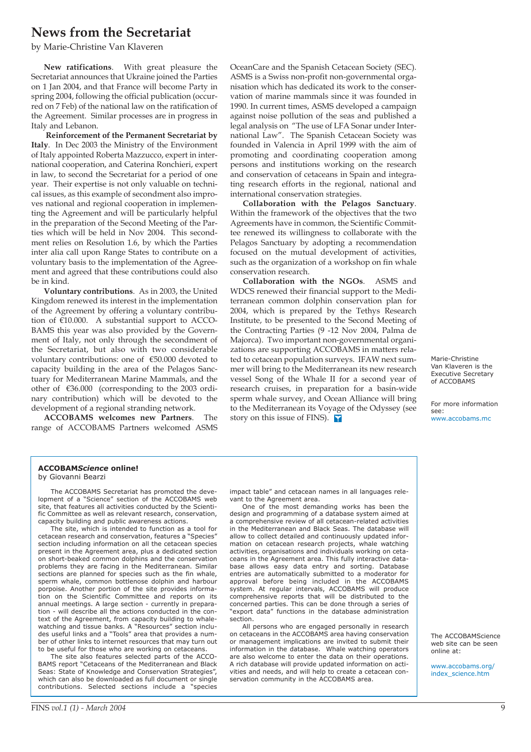# News from the Secretariat

by Marie-Christine Van Klaveren

**New ratifications**. With great pleasure the Secretariat announces that Ukraine joined the Parties on 1 Jan 2004, and that France will become Party in spring 2004, following the official publication (occurred on 7 Feb) of the national law on the ratification of the Agreement. Similar processes are in progress in Italy and Lebanon.

**Reinforcement of the Permanent Secretariat by Italy**. In Dec 2003 the Ministry of the Environment of Italy appointed Roberta Mazzucco, expert in international cooperation, and Caterina Ronchieri, expert in law, to second the Secretariat for a period of one year. Their expertise is not only valuable on technical issues, as this example of secondment also improves national and regional cooperation in implementing the Agreement and will be particularly helpful in the preparation of the Second Meeting of the Parties which will be held in Nov 2004. This secondment relies on Resolution 1.6, by which the Parties inter alia call upon Range States to contribute on a voluntary basis to the implementation of the Agreement and agreed that these contributions could also be in kind.

**Voluntary contributions**. As in 2003, the United Kingdom renewed its interest in the implementation of the Agreement by offering a voluntary contribution of €10.000. A substantial support to ACCOBAMS this year was also provided by the Government of Italy, not only through the secondment of the Secretariat, but also with two considerable voluntary contributions: one of €50.000 devoted to capacity building in the area of the Pelagos Sanctuary for Mediterranean Marine Mammals, and the other of €36.000 (corresponding to the 2003 ordinary contribution) which will be devoted to the development of a regional stranding network.

**ACCOBAMS welcomes new Partners**. The range of ACCOBAMS Partners welcomed ASMS OceanCare and the Spanish Cetacean Society (SEC). ASMS is a Swiss non-profit non-governmental organisation which has dedicated its work to the conservation of marine mammals since it was founded in 1990. In current times, ASMS developed a campaign against noise pollution of the seas and published a legal analysis on "The use of LFA Sonar under International Law". The Spanish Cetacean Society was founded in Valencia in April 1999 with the aim of promoting and coordinating cooperation among persons and institutions working on the research and conservation of cetaceans in Spain and integrating research efforts in the regional, national and international conservation strategies.

**Collaboration with the Pelagos Sanctuary**. Within the framework of the objectives that the two Agreements have in common, the Scientific Committee renewed its willingness to collaborate with the Pelagos Sanctuary by adopting a recommendation focused on the mutual development of activities, such as the organization of a workshop on fin whale conservation research.

**Collaboration with the NGOs**. ASMS and WDCS renewed their financial support to the Mediterranean common dolphin conservation plan for 2004, which is prepared by the Tethys Research Institute, to be presented to the Second Meeting of the Contracting Parties (9 -12 Nov 2004, Palma de Majorca). Two important non-governmental organizations are supporting ACCOBAMS in matters related to cetacean population surveys. IFAW next summer will bring to the Mediterranean its new research vessel Song of the Whale II for a second year of research cruises, in preparation for a basin-wide sperm whale survey, and Ocean Alliance will bring to the Mediterranean its Voyage of the Odyssey (see story on this issue of FINS).

Marie-Christine Van Klaveren is the Executive Secretary of ACCOBAMS

For more information see: www.accobams.mc

## ACCOBAM*Science* online!

by Giovanni Bearzi

The ACCOBAMS Secretariat has promoted the development of a "Science" section of the ACCOBAMS web site, that features all activities conducted by the Scientific Committee as well as relevant research, conservation, capacity building and public awareness actions.

The site, which is intended to function as a tool for cetacean research and conservation, features a "Species" section including information on all the cetacean species present in the Agreement area, plus a dedicated section on short-beaked common dolphins and the conservation problems they are facing in the Mediterranean. Similar sections are planned for species such as the fin whale, sperm whale, common bottlenose dolphin and harbour porpoise. Another portion of the site provides information on the Scientific Committee and reports on its annual meetings. A large section - currently in preparation - will describe all the actions conducted in the context of the Agreement, from capacity building to whale-watching and tissue banks. A "Resources" section includes useful links and a "Tools" area that provides a number of other links to internet resources that may turn out to be useful for those who are working on cetaceans.

The site also features selected parts of the ACCOBAMS report "Cetaceans of the Mediterranean and Black Seas: State of Knowledge and Conservation Strategies", which can also be downloaded as full document or single contributions. Selected sections include a "species impact table" and cetacean names in all languages relevant to the Agreement area.

One of the most demanding works has been the design and programming of a database system aimed at a comprehensive review of all cetacean-related activities in the Mediterranean and Black Seas. The database will allow to collect detailed and continuously updated information on cetacean research projects, whale watching activities, organisations and individuals working on cetaceans in the Agreement area. This fully interactive database allows easy data entry and sorting. Database entries are automatically submitted to a moderator for approval before being included in the ACCOBAMS system. At regular intervals, ACCOBAMS will produce comprehensive reports that will be distributed to the concerned parties. This can be done through a series of "export data" functions in the database administration section.

All persons who are engaged personally in research on cetaceans in the ACCOBAMS area having conservation or management implications are invited to submit their information in the database. Whale watching operators are also welcome to enter the data on their operations. A rich database will provide updated information on activities and needs, and will help to create a cetacean conservation community in the ACCOBAMS area.

The ACCOBAMScience web site can be seen online at:

www.accobams.org/index_science.htm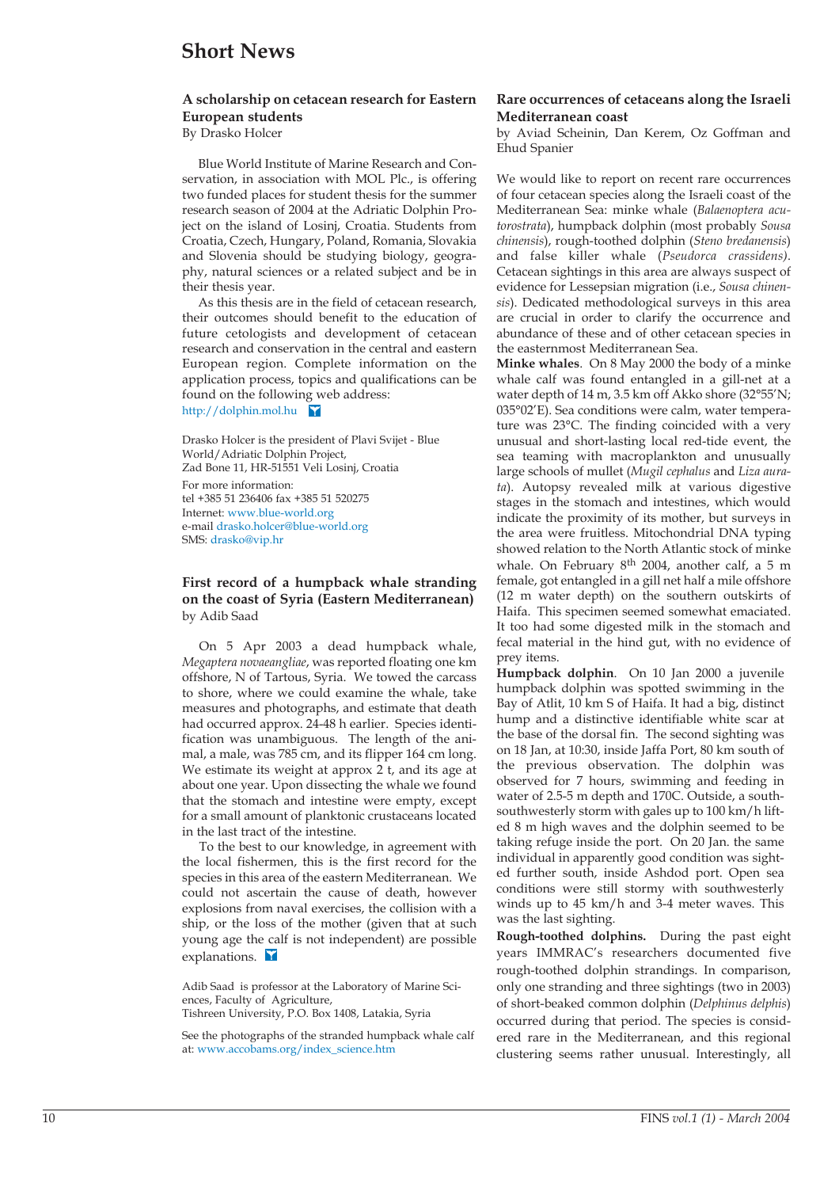# Short News

### A scholarship on cetacean research for Eastern European students

By Drasko Holcer

Blue World Institute of Marine Research and Conservation, in association with MOL Plc., is offering two funded places for student thesis for the summer research season of 2004 at the Adriatic Dolphin Project on the island of Losinj, Croatia. Students from Croatia, Czech, Hungary, Poland, Romania, Slovakia and Slovenia should be studying biology, geography, natural sciences or a related subject and be in their thesis year.

As this thesis are in the field of cetacean research, their outcomes should benefit to the education of future cetologists and development of cetacean research and conservation in the central and eastern European region. Complete information on the application process, topics and qualifications can be found on the following web address:

http://dolphin.mol.hu

Drasko Holcer is the president of Plavi Svijet - Blue World/Adriatic Dolphin Project,
Zad Bone 11, HR-51551 Veli Losinj, Croatia
For more information:
tel +385 51 236406 fax +385 51 520275
Internet: www.blue-world.org
e-mail drasko.holcer@blue-world.org
SMS: drasko@vip.hr

### First record of a humpback whale stranding on the coast of Syria (Eastern Mediterranean)

by Adib Saad

On 5 Apr 2003 a dead humpback whale, *Megaptera novaeangliae*, was reported floating one km offshore, N of Tartous, Syria. We towed the carcass to shore, where we could examine the whale, take measures and photographs, and estimate that death had occurred approx. 24-48 h earlier. Species identification was unambiguous. The length of the animal, a male, was 785 cm, and its flipper 164 cm long. We estimate its weight at approx 2 t, and its age at about one year. Upon dissecting the whale we found that the stomach and intestine were empty, except for a small amount of planktonic crustaceans located in the last tract of the intestine.

To the best to our knowledge, in agreement with the local fishermen, this is the first record for the species in this area of the eastern Mediterranean. We could not ascertain the cause of death, however explosions from naval exercises, the collision with a ship, or the loss of the mother (given that at such young age the calf is not independent) are possible explanations.

Adib Saad is professor at the Laboratory of Marine Sciences, Faculty of Agriculture,
Tishreen University, P.O. Box 1408, Latakia, Syria

See the photographs of the stranded humpback whale calf at: www.accobams.org/index_science.htm

### Rare occurrences of cetaceans along the Israeli Mediterranean coast

by Aviad Scheinin, Dan Kerem, Oz Goffman and Ehud Spanier

We would like to report on recent rare occurrences of four cetacean species along the Israeli coast of the Mediterranean Sea: minke whale (*Balaenoptera acutorostrata*), humpback dolphin (most probably *Sousa chinensis*), rough-toothed dolphin (*Steno bredanensis*) and false killer whale (*Pseudorca crassidens*). Cetacean sightings in this area are always suspect of evidence for Lessepsian migration (i.e., *Sousa chinensis*). Dedicated methodological surveys in this area are crucial in order to clarify the occurrence and abundance of these and of other cetacean species in the easternmost Mediterranean Sea.

**Minke whales**. On 8 May 2000 the body of a minke whale calf was found entangled in a gill-net at a water depth of 14 m, 3.5 km off Akko shore (32°55'N; 035°02'E). Sea conditions were calm, water temperature was 23°C. The finding coincided with a very unusual and short-lasting local red-tide event, the sea teaming with macroplankton and unusually large schools of mullet (*Mugil cephalus* and *Liza aurata*). Autopsy revealed milk at various digestive stages in the stomach and intestines, which would indicate the proximity of its mother, but surveys in the area were fruitless. Mitochondrial DNA typing showed relation to the North Atlantic stock of minke whale. On February 8th 2004, another calf, a 5 m female, got entangled in a gill net half a mile offshore (12 m water depth) on the southern outskirts of Haifa. This specimen seemed somewhat emaciated. It too had some digested milk in the stomach and fecal material in the hind gut, with no evidence of prey items.

**Humpback dolphin**. On 10 Jan 2000 a juvenile humpback dolphin was spotted swimming in the Bay of Atlit, 10 km S of Haifa. It had a big, distinct hump and a distinctive identifiable white scar at the base of the dorsal fin. The second sighting was on 18 Jan, at 10:30, inside Jaffa Port, 80 km south of the previous observation. The dolphin was observed for 7 hours, swimming and feeding in water of 2.5-5 m depth and 17oC. Outside, a south-southwesterly storm with gales up to 100 km/h lifted 8 m high waves and the dolphin seemed to be taking refuge inside the port. On 20 Jan. the same individual in apparently good condition was sighted further south, inside Ashdod port. Open sea conditions were still stormy with southwesterly winds up to 45 km/h and 3-4 meter waves. This was the last sighting.

**Rough-toothed dolphins.** During the past eight years IMMRAC's researchers documented five rough-toothed dolphin strandings. In comparison, only one stranding and three sightings (two in 2003) of short-beaked common dolphin (*Delphinus delphis*) occurred during that period. The species is considered rare in the Mediterranean, and this regional clustering seems rather unusual. Interestingly, all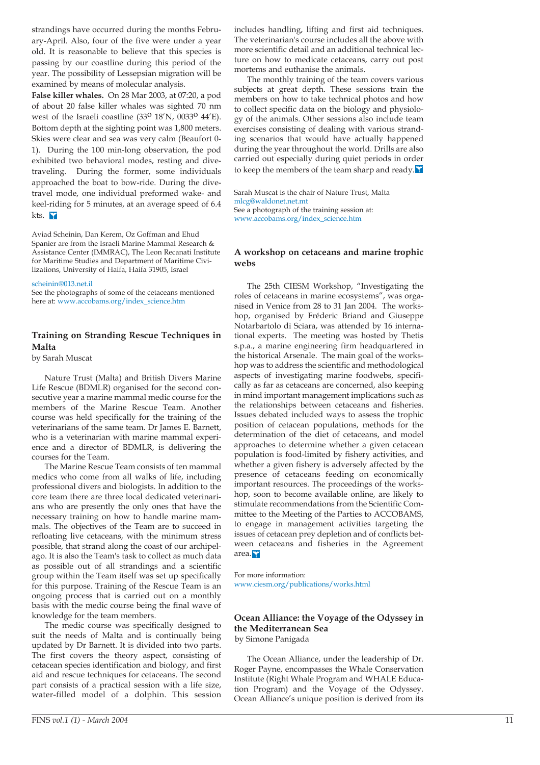strandings have occurred during the months February-April. Also, four of the five were under a year old. It is reasonable to believe that this species is passing by our coastline during this period of the year. The possibility of Lessepsian migration will be examined by means of molecular analysis.

**False killer whales.** On 28 Mar 2003, at 07:20, a pod of about 20 false killer whales was sighted 70 nm west of the Israeli coastline (33º 18'N, 0033º 44'E). Bottom depth at the sighting point was 1,800 meters. Skies were clear and sea was very calm (Beaufort 0-1). During the 100 min-long observation, the pod exhibited two behavioral modes, resting and dive-traveling. During the former, some individuals approached the boat to bow-ride. During the dive-travel mode, one individual preformed wake- and keel-riding for 5 minutes, at an average speed of 6.4 kts.

Aviad Scheinin, Dan Kerem, Oz Goffman and Ehud Spanier are from the Israeli Marine Mammal Research & Assistance Center (IMMRAC), The Leon Recanati Institute for Maritime Studies and Department of Maritime Civilizations, University of Haifa, Haifa 31905, Israel

scheinin@013.net.il
See the photographs of some of the cetaceans mentioned here at: www.accobams.org/index_science.htm

## Training on Stranding Rescue Techniques in Malta

by Sarah Muscat

Nature Trust (Malta) and British Divers Marine Life Rescue (BDMLR) organised for the second consecutive year a marine mammal medic course for the members of the Marine Rescue Team. Another course was held specifically for the training of the veterinarians of the same team. Dr James E. Barnett, who is a veterinarian with marine mammal experience and a director of BDMLR, is delivering the courses for the Team.

The Marine Rescue Team consists of ten mammal medics who come from all walks of life, including professional divers and biologists. In addition to the core team there are three local dedicated veterinarians who are presently the only ones that have the necessary training on how to handle marine mammals. The objectives of the Team are to succeed in refloating live cetaceans, with the minimum stress possible, that strand along the coast of our archipelago. It is also the Team's task to collect as much data as possible out of all strandings and a scientific group within the Team itself was set up specifically for this purpose. Training of the Rescue Team is an ongoing process that is carried out on a monthly basis with the medic course being the final wave of knowledge for the team members.

The medic course was specifically designed to suit the needs of Malta and is continually being updated by Dr Barnett. It is divided into two parts. The first covers the theory aspect, consisting of cetacean species identification and biology, and first aid and rescue techniques for cetaceans. The second part consists of a practical session with a life size, water-filled model of a dolphin. This session includes handling, lifting and first aid techniques. The veterinarian's course includes all the above with more scientific detail and an additional technical lecture on how to medicate cetaceans, carry out post mortems and euthanise the animals.

The monthly training of the team covers various subjects at great depth. These sessions train the members on how to take technical photos and how to collect specific data on the biology and physiology of the animals. Other sessions also include team exercises consisting of dealing with various stranding scenarios that would have actually happened during the year throughout the world. Drills are also carried out especially during quiet periods in order to keep the members of the team sharp and ready.

Sarah Muscat is the chair of Nature Trust, Malta
mlcg@waldonet.net.mt
See a photograph of the training session at: www.accobams.org/index_science.htm

## A workshop on cetaceans and marine trophic webs

The 25th CIESM Workshop, "Investigating the roles of cetaceans in marine ecosystems", was organised in Venice from 28 to 31 Jan 2004. The workshop, organised by Fréderic Briand and Giuseppe Notarbartolo di Sciara, was attended by 16 international experts. The meeting was hosted by Thetis s.p.a., a marine engineering firm headquartered in the historical Arsenale. The main goal of the workshop was to address the scientific and methodological aspects of investigating marine foodwebs, specifically as far as cetaceans are concerned, also keeping in mind important management implications such as the relationships between cetaceans and fisheries. Issues debated included ways to assess the trophic position of cetacean populations, methods for the determination of the diet of cetaceans, and model approaches to determine whether a given cetacean population is food-limited by fishery activities, and whether a given fishery is adversely affected by the presence of cetaceans feeding on economically important resources. The proceedings of the workshop, soon to become available online, are likely to stimulate recommendations from the Scientific Committee to the Meeting of the Parties to ACCOBAMS, to engage in management activities targeting the issues of cetacean prey depletion and of conflicts between cetaceans and fisheries in the Agreement area.

For more information:
www.ciesm.org/publications/works.html

## Ocean Alliance: the Voyage of the Odyssey in the Mediterranean Sea

by Simone Panigada

The Ocean Alliance, under the leadership of Dr. Roger Payne, encompasses the Whale Conservation Institute (Right Whale Program and WHALE Education Program) and the Voyage of the Odyssey. Ocean Alliance's unique position is derived from its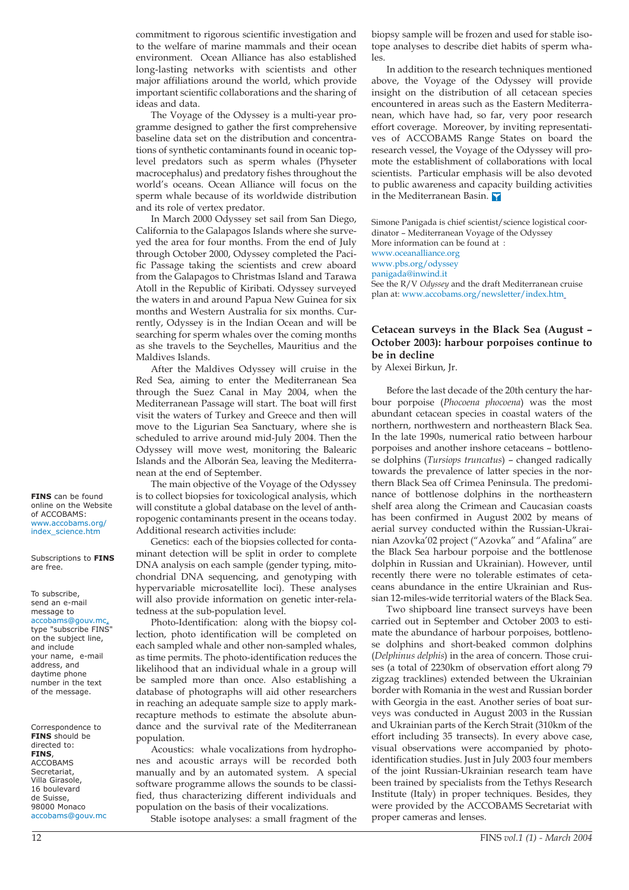commitment to rigorous scientific investigation and to the welfare of marine mammals and their ocean environment. Ocean Alliance has also established long-lasting networks with scientists and other major affiliations around the world, which provide important scientific collaborations and the sharing of ideas and data.

The Voyage of the Odyssey is a multi-year programme designed to gather the first comprehensive baseline data set on the distribution and concentrations of synthetic contaminants found in oceanic top-level predators such as sperm whales (Physeter macrocephalus) and predatory fishes throughout the world's oceans. Ocean Alliance will focus on the sperm whale because of its worldwide distribution and its role of vertex predator.

In March 2000 Odyssey set sail from San Diego, California to the Galapagos Islands where she surveyed the area for four months. From the end of July through October 2000, Odyssey completed the Pacific Passage taking the scientists and crew aboard from the Galapagos to Christmas Island and Tarawa Atoll in the Republic of Kiribati. Odyssey surveyed the waters in and around Papua New Guinea for six months and Western Australia for six months. Currently, Odyssey is in the Indian Ocean and will be searching for sperm whales over the coming months as she travels to the Seychelles, Mauritius and the Maldives Islands.

After the Maldives Odyssey will cruise in the Red Sea, aiming to enter the Mediterranean Sea through the Suez Canal in May 2004, when the Mediterranean Passage will start. The boat will first visit the waters of Turkey and Greece and then will move to the Ligurian Sea Sanctuary, where she is scheduled to arrive around mid-July 2004. Then the Odyssey will move west, monitoring the Balearic Islands and the Alborán Sea, leaving the Mediterranean at the end of September.

The main objective of the Voyage of the Odyssey is to collect biopsies for toxicological analysis, which will constitute a global database on the level of anthropogenic contaminants present in the oceans today. Additional research activities include:

Genetics: each of the biopsies collected for contaminant detection will be split in order to complete DNA analysis on each sample (gender typing, mitochondrial DNA sequencing, and genotyping with hypervariable microsatellite loci). These analyses will also provide information on genetic inter-relatedness at the sub-population level.

Photo-Identification: along with the biopsy collection, photo identification will be completed on each sampled whale and other non-sampled whales, as time permits. The photo-identification reduces the likelihood that an individual whale in a group will be sampled more than once. Also establishing a database of photographs will aid other researchers in reaching an adequate sample size to apply mark-recapture methods to estimate the absolute abundance and the survival rate of the Mediterranean population.

Acoustics: whale vocalizations from hydrophones and acoustic arrays will be recorded both manually and by an automated system. A special software programme allows the sounds to be classified, thus characterizing different individuals and population on the basis of their vocalizations.

Stable isotope analyses: a small fragment of the biopsy sample will be frozen and used for stable isotope analyses to describe diet habits of sperm whales.

In addition to the research techniques mentioned above, the Voyage of the Odyssey will provide insight on the distribution of all cetacean species encountered in areas such as the Eastern Mediterranean, which have had, so far, very poor research effort coverage. Moreover, by inviting representatives of ACCOBAMS Range States on board the research vessel, the Voyage of the Odyssey will promote the establishment of collaborations with local scientists. Particular emphasis will be also devoted to public awareness and capacity building activities in the Mediterranean Basin.

Simone Panigada is chief scientist/science logistical coordinator – Mediterranean Voyage of the Odyssey
More information can be found at :
www.oceanalliance.org
www.pbs.org/odyssey
panigada@inwind.it
See the R/V *Odyssey* and the draft Mediterranean cruise plan at: www.accobams.org/newsletter/index.htm

## Cetacean surveys in the Black Sea (August – October 2003): harbour porpoises continue to be in decline

by Alexei Birkun, Jr.

Before the last decade of the 20th century the harbour porpoise (*Phocoena phocoena*) was the most abundant cetacean species in coastal waters of the northern, northwestern and northeastern Black Sea. In the late 1990s, numerical ratio between harbour porpoises and another inshore cetaceans – bottlenose dolphins (*Tursiops truncatus*) – changed radically towards the prevalence of latter species in the northern Black Sea off Crimea Peninsula. The predominance of bottlenose dolphins in the northeastern shelf area along the Crimean and Caucasian coasts has been confirmed in August 2002 by means of aerial survey conducted within the Russian-Ukrainian Azovka'02 project ("Azovka" and "Afalina" are the Black Sea harbour porpoise and the bottlenose dolphin in Russian and Ukrainian). However, until recently there were no tolerable estimates of cetaceans abundance in the entire Ukrainian and Russian 12-miles-wide territorial waters of the Black Sea.

Two shipboard line transect surveys have been carried out in September and October 2003 to estimate the abundance of harbour porpoises, bottlenose dolphins and short-beaked common dolphins (*Delphinus delphis*) in the area of concern. Those cruises (a total of 2230km of observation effort along 79 zigzag tracklines) extended between the Ukrainian border with Romania in the west and Russian border with Georgia in the east. Another series of boat surveys was conducted in August 2003 in the Russian and Ukrainian parts of the Kerch Strait (310km of the effort including 35 transects). In every above case, visual observations were accompanied by photo-identification studies. Just in July 2003 four members of the joint Russian-Ukrainian research team have been trained by specialists from the Tethys Research Institute (Italy) in proper techniques. Besides, they were provided by the ACCOBAMS Secretariat with proper cameras and lenses.

**FINS** can be found online on the Website of ACCOBAMS: www.accobams.org/index_science.htm

Subscriptions to **FINS** are free.

To subscribe, send an e-mail message to accobams@gouv.mc, type "subscribe FINS" on the subject line, and include your name, e-mail address, and daytime phone number in the text of the message.

Correspondence to **FINS** should be directed to: **FINS**, ACCOBAMS Secretariat, Villa Girasole, 16 boulevard de Suisse, 98000 Monaco accobams@gouv.mc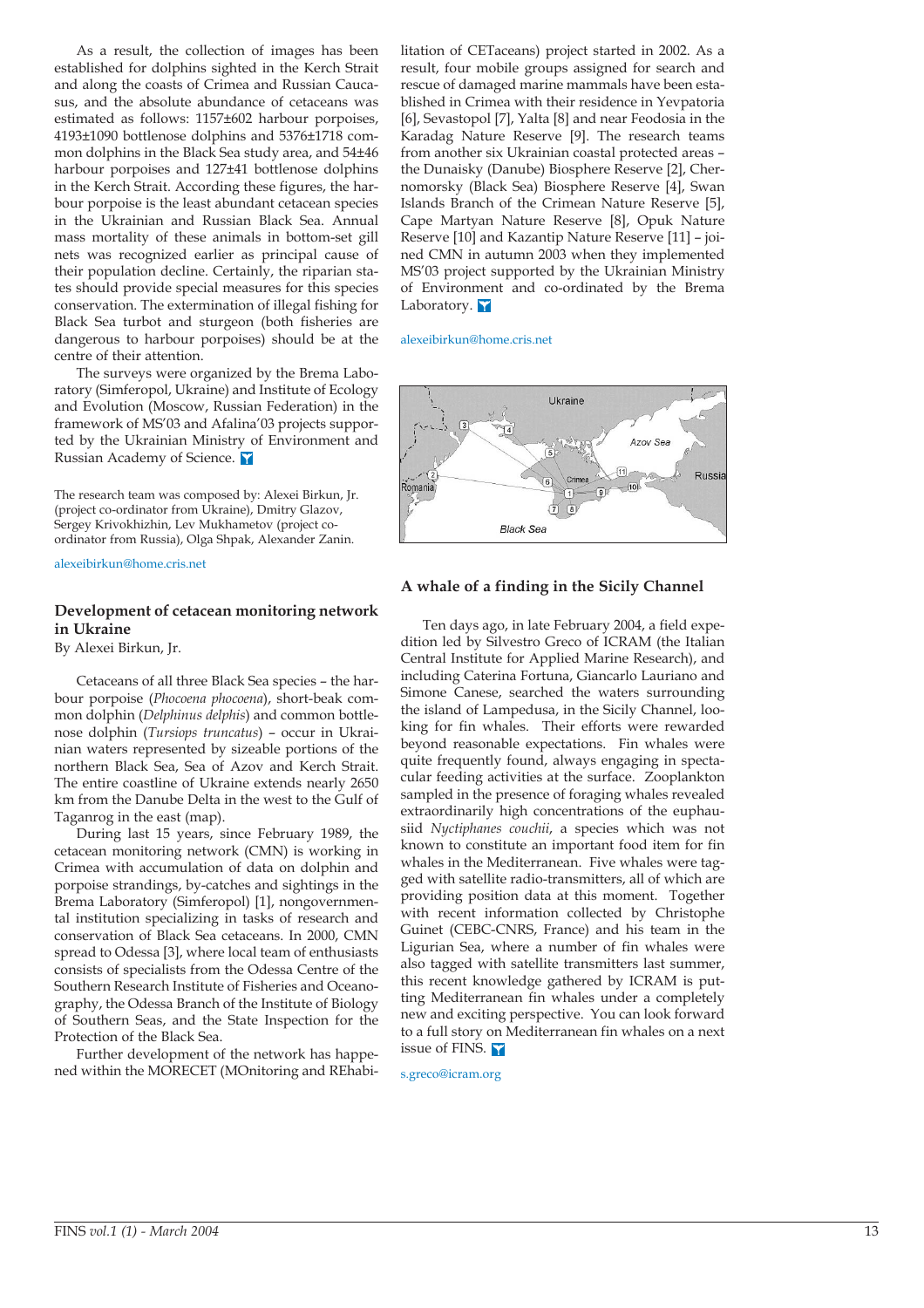As a result, the collection of images has been established for dolphins sighted in the Kerch Strait and along the coasts of Crimea and Russian Caucasus, and the absolute abundance of cetaceans was estimated as follows: 1157±602 harbour porpoises, 4193±1090 bottlenose dolphins and 5376±1718 common dolphins in the Black Sea study area, and 54±46 harbour porpoises and 127±41 bottlenose dolphins in the Kerch Strait. According these figures, the harbour porpoise is the least abundant cetacean species in the Ukrainian and Russian Black Sea. Annual mass mortality of these animals in bottom-set gill nets was recognized earlier as principal cause of their population decline. Certainly, the riparian states should provide special measures for this species conservation. The extermination of illegal fishing for Black Sea turbot and sturgeon (both fisheries are dangerous to harbour porpoises) should be at the centre of their attention.

The surveys were organized by the Brema Laboratory (Simferopol, Ukraine) and Institute of Ecology and Evolution (Moscow, Russian Federation) in the framework of MS'03 and Afalina'03 projects supported by the Ukrainian Ministry of Environment and Russian Academy of Science.

The research team was composed by: Alexei Birkun, Jr. (project co-ordinator from Ukraine), Dmitry Glazov, Sergey Krivokhizhin, Lev Mukhametov (project co-ordinator from Russia), Olga Shpak, Alexander Zanin.

alexeibirkun@home.cris.net

## Development of cetacean monitoring network in Ukraine

By Alexei Birkun, Jr.

Cetaceans of all three Black Sea species – the harbour porpoise (*Phocoena phocoena*), short-beak common dolphin (*Delphinus delphis*) and common bottlenose dolphin (*Tursiops truncatus*) – occur in Ukrainian waters represented by sizeable portions of the northern Black Sea, Sea of Azov and Kerch Strait. The entire coastline of Ukraine extends nearly 2650 km from the Danube Delta in the west to the Gulf of Taganrog in the east (map).

During last 15 years, since February 1989, the cetacean monitoring network (CMN) is working in Crimea with accumulation of data on dolphin and porpoise strandings, by-catches and sightings in the Brema Laboratory (Simferopol) [1], nongovernmental institution specializing in tasks of research and conservation of Black Sea cetaceans. In 2000, CMN spread to Odessa [3], where local team of enthusiasts consists of specialists from the Odessa Centre of the Southern Research Institute of Fisheries and Oceanography, the Odessa Branch of the Institute of Biology of Southern Seas, and the State Inspection for the Protection of the Black Sea.

Further development of the network has happened within the MORECET (MOnitoring and REhabilitation of CETaceans) project started in 2002. As a result, four mobile groups assigned for search and rescue of damaged marine mammals have been established in Crimea with their residence in Yevpatoria [6], Sevastopol [7], Yalta [8] and near Feodosia in the Karadag Nature Reserve [9]. The research teams from another six Ukrainian coastal protected areas – the Dunaisky (Danube) Biosphere Reserve [2], Chernomorsky (Black Sea) Biosphere Reserve [4], Swan Islands Branch of the Crimean Nature Reserve [5], Cape Martyan Nature Reserve [8], Opuk Nature Reserve [10] and Kazantip Nature Reserve [11] – joined CMN in autumn 2003 when they implemented MS'03 project supported by the Ukrainian Ministry of Environment and co-ordinated by the Brema Laboratory.

alexeibirkun@home.cris.net

## A whale of a finding in the Sicily Channel

Ten days ago, in late February 2004, a field expedition led by Silvestro Greco of ICRAM (the Italian Central Institute for Applied Marine Research), and including Caterina Fortuna, Giancarlo Lauriano and Simone Canese, searched the waters surrounding the island of Lampedusa, in the Sicily Channel, looking for fin whales. Their efforts were rewarded beyond reasonable expectations. Fin whales were quite frequently found, always engaging in spectacular feeding activities at the surface. Zooplankton sampled in the presence of foraging whales revealed extraordinarily high concentrations of the euphausiid *Nyctiphanes couchii*, a species which was not known to constitute an important food item for fin whales in the Mediterranean. Five whales were tagged with satellite radio-transmitters, all of which are providing position data at this moment. Together with recent information collected by Christophe Guinet (CEBC-CNRS, France) and his team in the Ligurian Sea, where a number of fin whales were also tagged with satellite transmitters last summer, this recent knowledge gathered by ICRAM is putting Mediterranean fin whales under a completely new and exciting perspective. You can look forward to a full story on Mediterranean fin whales on a next issue of FINS.

s.greco@icram.org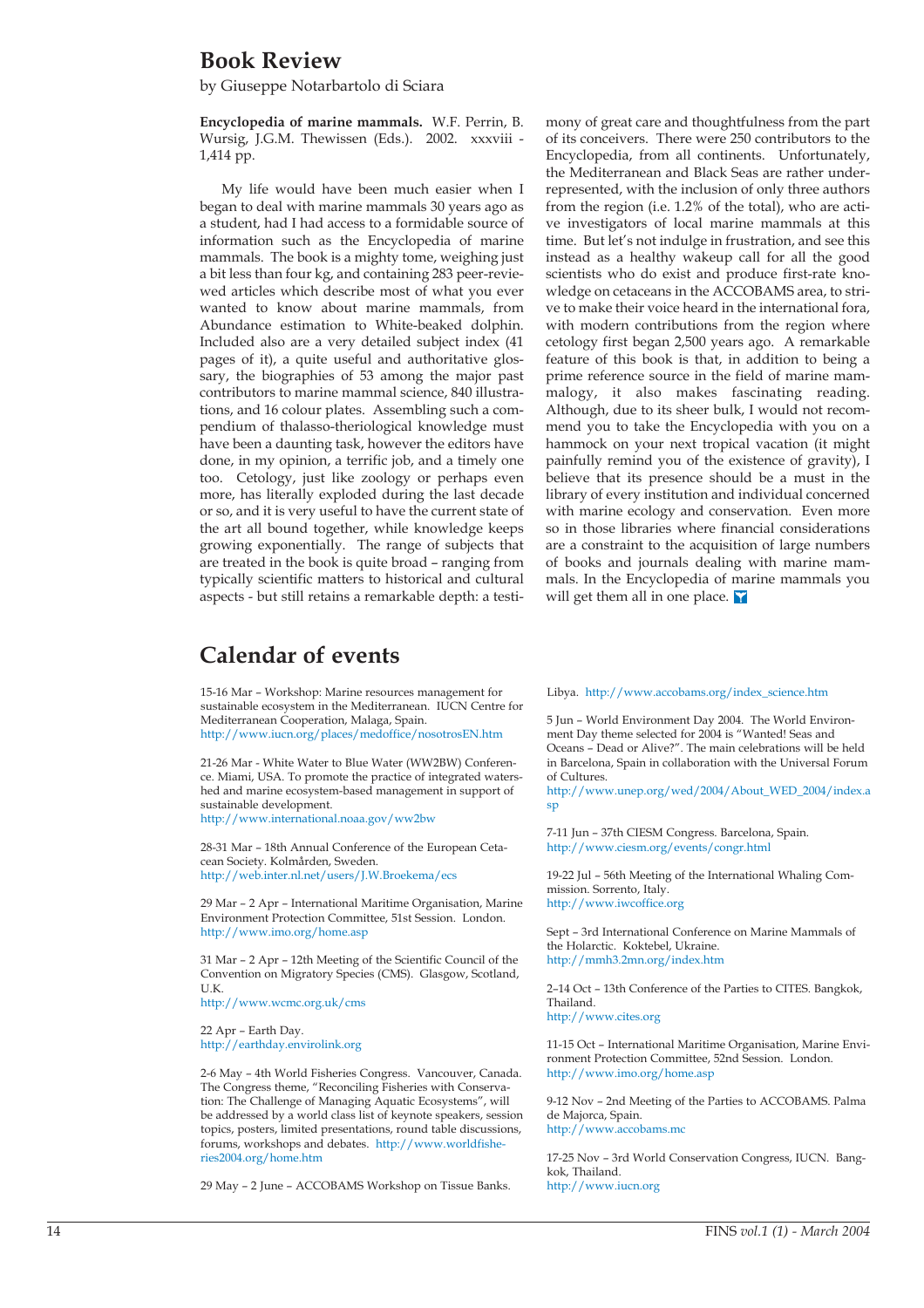## Book Review

by Giuseppe Notarbartolo di Sciara

**Encyclopedia of marine mammals.** W.F. Perrin, B. Wursig, J.G.M. Thewissen (Eds.). 2002. xxxviii - 1,414 pp.

My life would have been much easier when I began to deal with marine mammals 30 years ago as a student, had I had access to a formidable source of information such as the Encyclopedia of marine mammals. The book is a mighty tome, weighing just a bit less than four kg, and containing 283 peer-reviewed articles which describe most of what you ever wanted to know about marine mammals, from Abundance estimation to White-beaked dolphin. Included also are a very detailed subject index (41 pages of it), a quite useful and authoritative glossary, the biographies of 53 among the major past contributors to marine mammal science, 840 illustrations, and 16 colour plates. Assembling such a compendium of thalasso-theriological knowledge must have been a daunting task, however the editors have done, in my opinion, a terrific job, and a timely one too. Cetology, just like zoology or perhaps even more, has literally exploded during the last decade or so, and it is very useful to have the current state of the art all bound together, while knowledge keeps growing exponentially. The range of subjects that are treated in the book is quite broad – ranging from typically scientific matters to historical and cultural aspects - but still retains a remarkable depth: a testimony of great care and thoughtfulness from the part of its conceivers. There were 250 contributors to the Encyclopedia, from all continents. Unfortunately, the Mediterranean and Black Seas are rather underrepresented, with the inclusion of only three authors from the region (i.e. 1.2% of the total), who are active investigators of local marine mammals at this time. But let's not indulge in frustration, and see this instead as a healthy wakeup call for all the good scientists who do exist and produce first-rate knowledge on cetaceans in the ACCOBAMS area, to strive to make their voice heard in the international fora, with modern contributions from the region where cetology first began 2,500 years ago. A remarkable feature of this book is that, in addition to being a prime reference source in the field of marine mammalogy, it also makes fascinating reading. Although, due to its sheer bulk, I would not recommend you to take the Encyclopedia with you on a hammock on your next tropical vacation (it might painfully remind you of the existence of gravity), I believe that its presence should be a must in the library of every institution and individual concerned with marine ecology and conservation. Even more so in those libraries where financial considerations are a constraint to the acquisition of large numbers of books and journals dealing with marine mammals. In the Encyclopedia of marine mammals you will get them all in one place.

## Calendar of events

15-16 Mar – Workshop: Marine resources management for sustainable ecosystem in the Mediterranean. IUCN Centre for Mediterranean Cooperation, Malaga, Spain.
http://www.iucn.org/places/medoffice/nosotrosEN.htm

21-26 Mar - White Water to Blue Water (WW2BW) Conference. Miami, USA. To promote the practice of integrated watershed and marine ecosystem-based management in support of sustainable development.
http://www.international.noaa.gov/ww2bw

28-31 Mar – 18th Annual Conference of the European Cetacean Society. Kolmården, Sweden.
http://web.inter.nl.net/users/J.W.Broekema/ecs

29 Mar – 2 Apr – International Maritime Organisation, Marine Environment Protection Committee, 51st Session. London.
http://www.imo.org/home.asp

31 Mar – 2 Apr – 12th Meeting of the Scientific Council of the Convention on Migratory Species (CMS). Glasgow, Scotland, U.K.
http://www.wcmc.org.uk/cms

22 Apr – Earth Day.
http://earthday.envirolink.org

2-6 May – 4th World Fisheries Congress. Vancouver, Canada. The Congress theme, "Reconciling Fisheries with Conservation: The Challenge of Managing Aquatic Ecosystems", will be addressed by a world class list of keynote speakers, session topics, posters, limited presentations, round table discussions, forums, workshops and debates. http://www.worldfisheries2004.org/home.htm

29 May – 2 June – ACCOBAMS Workshop on Tissue Banks. Libya. http://www.accobams.org/index_science.htm

5 Jun – World Environment Day 2004. The World Environment Day theme selected for 2004 is "Wanted! Seas and Oceans – Dead or Alive?". The main celebrations will be held in Barcelona, Spain in collaboration with the Universal Forum of Cultures.
http://www.unep.org/wed/2004/About_WED_2004/index.asp

7-11 Jun – 37th CIESM Congress. Barcelona, Spain.
http://www.ciesm.org/events/congr.html

19-22 Jul – 56th Meeting of the International Whaling Commission. Sorrento, Italy.
http://www.iwcoffice.org

Sept – 3rd International Conference on Marine Mammals of the Holarctic. Koktebel, Ukraine.
http://mmh3.2mn.org/index.htm

2–14 Oct – 13th Conference of the Parties to CITES. Bangkok, Thailand.
http://www.cites.org

11-15 Oct – International Maritime Organisation, Marine Environment Protection Committee, 52nd Session. London.
http://www.imo.org/home.asp

9-12 Nov – 2nd Meeting of the Parties to ACCOBAMS. Palma de Majorca, Spain.
http://www.accobams.mc

17-25 Nov – 3rd World Conservation Congress, IUCN. Bangkok, Thailand.
http://www.iucn.org